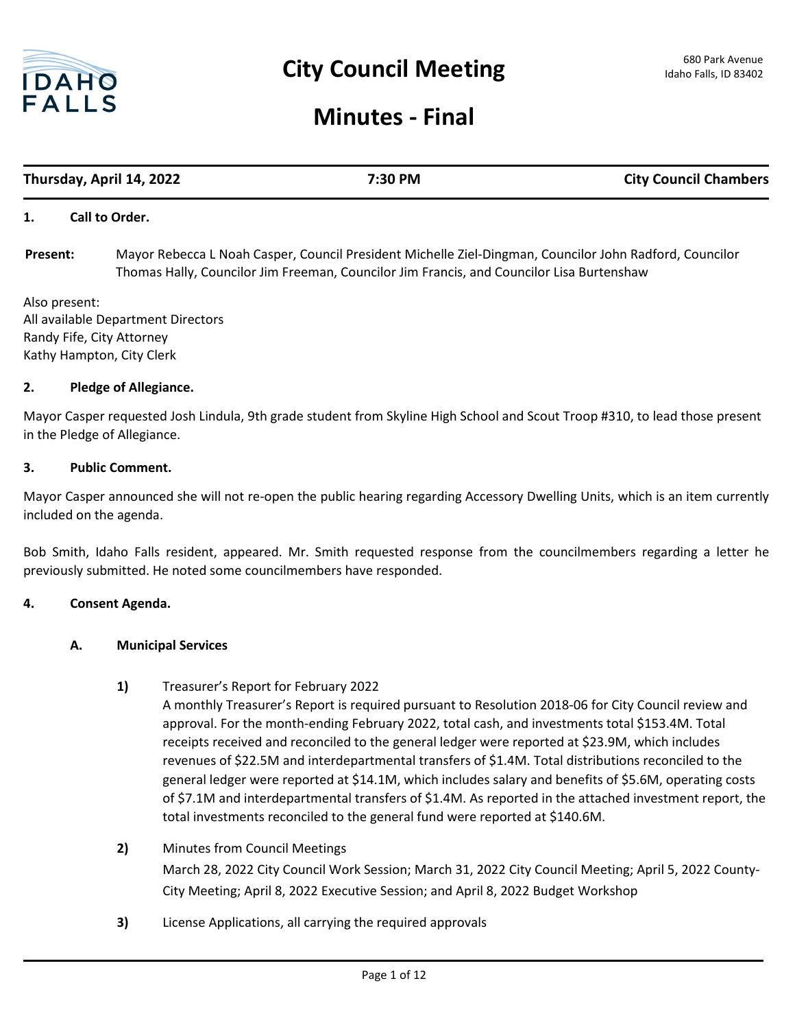# City Council Meeting

680 Park Avenue
Idaho Falls, ID 83402

## Minutes - Final

**Thursday, April 14, 2022** | **7:30 PM** | **City Council Chambers**

**1. Call to Order.**

**Present:** Mayor Rebecca L Noah Casper, Council President Michelle Ziel-Dingman, Councilor John Radford, Councilor Thomas Hally, Councilor Jim Freeman, Councilor Jim Francis, and Councilor Lisa Burtenshaw

Also present:
All available Department Directors
Randy Fife, City Attorney
Kathy Hampton, City Clerk

**2. Pledge of Allegiance.**

Mayor Casper requested Josh Lindula, 9th grade student from Skyline High School and Scout Troop #310, to lead those present in the Pledge of Allegiance.

**3. Public Comment.**

Mayor Casper announced she will not re-open the public hearing regarding Accessory Dwelling Units, which is an item currently included on the agenda.

Bob Smith, Idaho Falls resident, appeared. Mr. Smith requested response from the councilmembers regarding a letter he previously submitted. He noted some councilmembers have responded.

**4. Consent Agenda.**

**A. Municipal Services**

**1)** Treasurer's Report for February 2022
A monthly Treasurer's Report is required pursuant to Resolution 2018-06 for City Council review and approval. For the month-ending February 2022, total cash, and investments total $153.4M. Total receipts received and reconciled to the general ledger were reported at $23.9M, which includes revenues of $22.5M and interdepartmental transfers of $1.4M. Total distributions reconciled to the general ledger were reported at $14.1M, which includes salary and benefits of $5.6M, operating costs of $7.1M and interdepartmental transfers of $1.4M. As reported in the attached investment report, the total investments reconciled to the general fund were reported at $140.6M.

**2)** Minutes from Council Meetings
March 28, 2022 City Council Work Session; March 31, 2022 City Council Meeting; April 5, 2022 County-City Meeting; April 8, 2022 Executive Session; and April 8, 2022 Budget Workshop

**3)** License Applications, all carrying the required approvals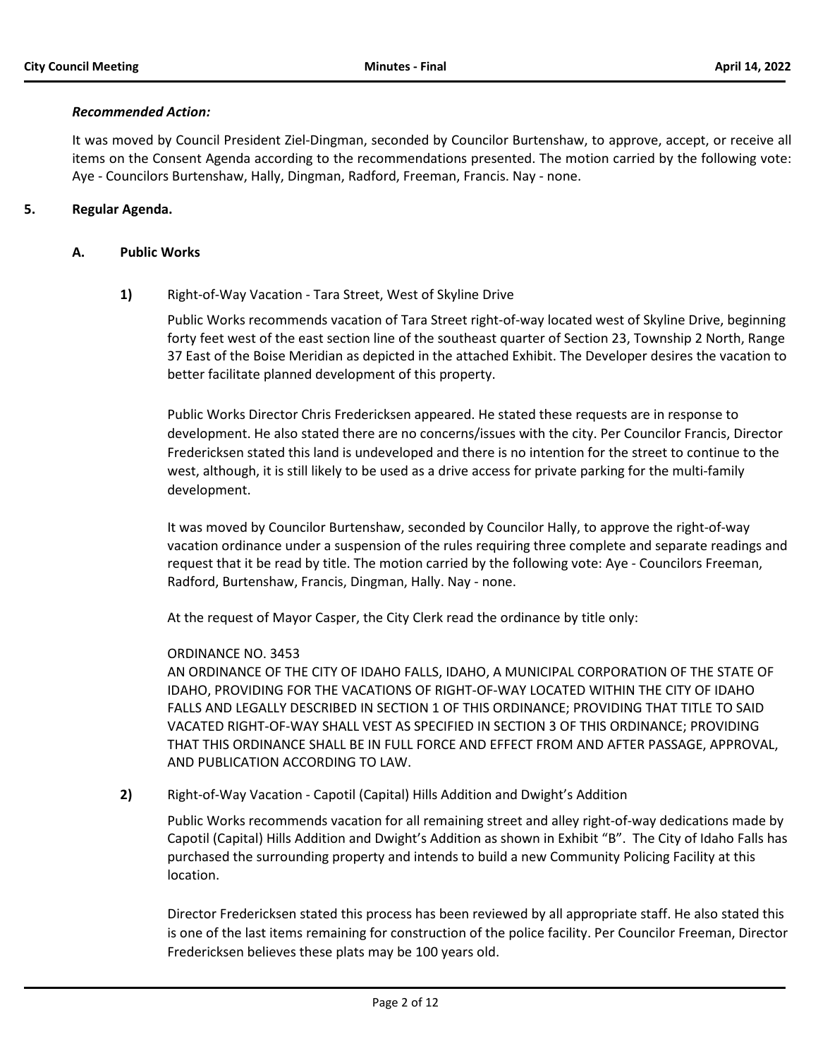***Recommended Action:***

It was moved by Council President Ziel-Dingman, seconded by Councilor Burtenshaw, to approve, accept, or receive all items on the Consent Agenda according to the recommendations presented. The motion carried by the following vote: Aye - Councilors Burtenshaw, Hally, Dingman, Radford, Freeman, Francis. Nay - none.

## 5. Regular Agenda.

### A. Public Works

**1)** Right-of-Way Vacation - Tara Street, West of Skyline Drive

Public Works recommends vacation of Tara Street right-of-way located west of Skyline Drive, beginning forty feet west of the east section line of the southeast quarter of Section 23, Township 2 North, Range 37 East of the Boise Meridian as depicted in the attached Exhibit. The Developer desires the vacation to better facilitate planned development of this property.

Public Works Director Chris Fredericksen appeared. He stated these requests are in response to development. He also stated there are no concerns/issues with the city. Per Councilor Francis, Director Fredericksen stated this land is undeveloped and there is no intention for the street to continue to the west, although, it is still likely to be used as a drive access for private parking for the multi-family development.

It was moved by Councilor Burtenshaw, seconded by Councilor Hally, to approve the right-of-way vacation ordinance under a suspension of the rules requiring three complete and separate readings and request that it be read by title. The motion carried by the following vote: Aye - Councilors Freeman, Radford, Burtenshaw, Francis, Dingman, Hally. Nay - none.

At the request of Mayor Casper, the City Clerk read the ordinance by title only:

ORDINANCE NO. 3453
AN ORDINANCE OF THE CITY OF IDAHO FALLS, IDAHO, A MUNICIPAL CORPORATION OF THE STATE OF IDAHO, PROVIDING FOR THE VACATIONS OF RIGHT-OF-WAY LOCATED WITHIN THE CITY OF IDAHO FALLS AND LEGALLY DESCRIBED IN SECTION 1 OF THIS ORDINANCE; PROVIDING THAT TITLE TO SAID VACATED RIGHT-OF-WAY SHALL VEST AS SPECIFIED IN SECTION 3 OF THIS ORDINANCE; PROVIDING THAT THIS ORDINANCE SHALL BE IN FULL FORCE AND EFFECT FROM AND AFTER PASSAGE, APPROVAL, AND PUBLICATION ACCORDING TO LAW.

**2)** Right-of-Way Vacation - Capotil (Capital) Hills Addition and Dwight's Addition

Public Works recommends vacation for all remaining street and alley right-of-way dedications made by Capotil (Capital) Hills Addition and Dwight's Addition as shown in Exhibit "B". The City of Idaho Falls has purchased the surrounding property and intends to build a new Community Policing Facility at this location.

Director Fredericksen stated this process has been reviewed by all appropriate staff. He also stated this is one of the last items remaining for construction of the police facility. Per Councilor Freeman, Director Fredericksen believes these plats may be 100 years old.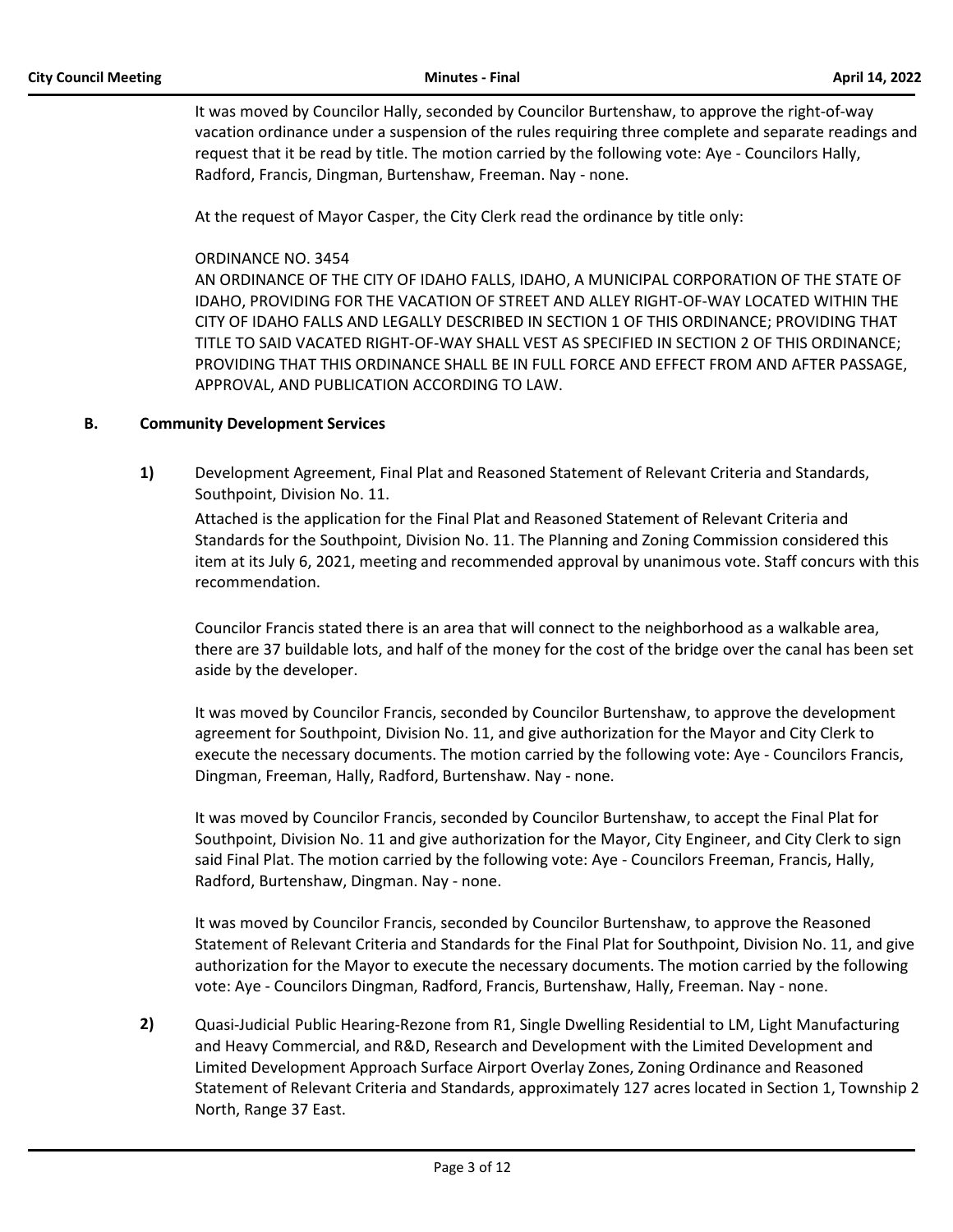It was moved by Councilor Hally, seconded by Councilor Burtenshaw, to approve the right-of-way vacation ordinance under a suspension of the rules requiring three complete and separate readings and request that it be read by title. The motion carried by the following vote: Aye - Councilors Hally, Radford, Francis, Dingman, Burtenshaw, Freeman. Nay - none.

At the request of Mayor Casper, the City Clerk read the ordinance by title only:

ORDINANCE NO. 3454
AN ORDINANCE OF THE CITY OF IDAHO FALLS, IDAHO, A MUNICIPAL CORPORATION OF THE STATE OF IDAHO, PROVIDING FOR THE VACATION OF STREET AND ALLEY RIGHT-OF-WAY LOCATED WITHIN THE CITY OF IDAHO FALLS AND LEGALLY DESCRIBED IN SECTION 1 OF THIS ORDINANCE; PROVIDING THAT TITLE TO SAID VACATED RIGHT-OF-WAY SHALL VEST AS SPECIFIED IN SECTION 2 OF THIS ORDINANCE; PROVIDING THAT THIS ORDINANCE SHALL BE IN FULL FORCE AND EFFECT FROM AND AFTER PASSAGE, APPROVAL, AND PUBLICATION ACCORDING TO LAW.

### B. Community Development Services

**1)** Development Agreement, Final Plat and Reasoned Statement of Relevant Criteria and Standards, Southpoint, Division No. 11.

Attached is the application for the Final Plat and Reasoned Statement of Relevant Criteria and Standards for the Southpoint, Division No. 11. The Planning and Zoning Commission considered this item at its July 6, 2021, meeting and recommended approval by unanimous vote. Staff concurs with this recommendation.

Councilor Francis stated there is an area that will connect to the neighborhood as a walkable area, there are 37 buildable lots, and half of the money for the cost of the bridge over the canal has been set aside by the developer.

It was moved by Councilor Francis, seconded by Councilor Burtenshaw, to approve the development agreement for Southpoint, Division No. 11, and give authorization for the Mayor and City Clerk to execute the necessary documents. The motion carried by the following vote: Aye - Councilors Francis, Dingman, Freeman, Hally, Radford, Burtenshaw. Nay - none.

It was moved by Councilor Francis, seconded by Councilor Burtenshaw, to accept the Final Plat for Southpoint, Division No. 11 and give authorization for the Mayor, City Engineer, and City Clerk to sign said Final Plat. The motion carried by the following vote: Aye - Councilors Freeman, Francis, Hally, Radford, Burtenshaw, Dingman. Nay - none.

It was moved by Councilor Francis, seconded by Councilor Burtenshaw, to approve the Reasoned Statement of Relevant Criteria and Standards for the Final Plat for Southpoint, Division No. 11, and give authorization for the Mayor to execute the necessary documents. The motion carried by the following vote: Aye - Councilors Dingman, Radford, Francis, Burtenshaw, Hally, Freeman. Nay - none.

**2)** Quasi-Judicial Public Hearing-Rezone from R1, Single Dwelling Residential to LM, Light Manufacturing and Heavy Commercial, and R&D, Research and Development with the Limited Development and Limited Development Approach Surface Airport Overlay Zones, Zoning Ordinance and Reasoned Statement of Relevant Criteria and Standards, approximately 127 acres located in Section 1, Township 2 North, Range 37 East.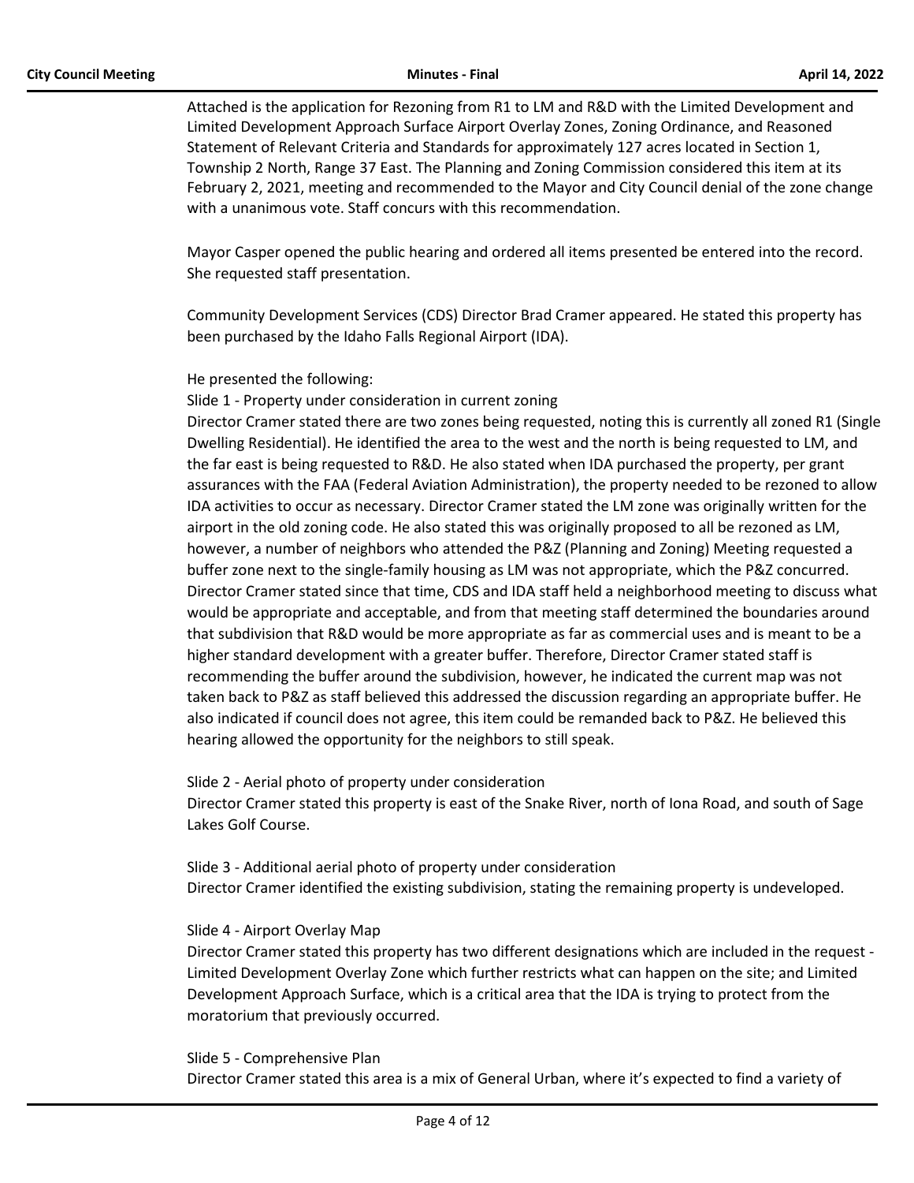Attached is the application for Rezoning from R1 to LM and R&D with the Limited Development and Limited Development Approach Surface Airport Overlay Zones, Zoning Ordinance, and Reasoned Statement of Relevant Criteria and Standards for approximately 127 acres located in Section 1, Township 2 North, Range 37 East. The Planning and Zoning Commission considered this item at its February 2, 2021, meeting and recommended to the Mayor and City Council denial of the zone change with a unanimous vote. Staff concurs with this recommendation.

Mayor Casper opened the public hearing and ordered all items presented be entered into the record. She requested staff presentation.

Community Development Services (CDS) Director Brad Cramer appeared. He stated this property has been purchased by the Idaho Falls Regional Airport (IDA).

He presented the following:

Slide 1 - Property under consideration in current zoning

Director Cramer stated there are two zones being requested, noting this is currently all zoned R1 (Single Dwelling Residential). He identified the area to the west and the north is being requested to LM, and the far east is being requested to R&D. He also stated when IDA purchased the property, per grant assurances with the FAA (Federal Aviation Administration), the property needed to be rezoned to allow IDA activities to occur as necessary. Director Cramer stated the LM zone was originally written for the airport in the old zoning code. He also stated this was originally proposed to all be rezoned as LM, however, a number of neighbors who attended the P&Z (Planning and Zoning) Meeting requested a buffer zone next to the single-family housing as LM was not appropriate, which the P&Z concurred. Director Cramer stated since that time, CDS and IDA staff held a neighborhood meeting to discuss what would be appropriate and acceptable, and from that meeting staff determined the boundaries around that subdivision that R&D would be more appropriate as far as commercial uses and is meant to be a higher standard development with a greater buffer. Therefore, Director Cramer stated staff is recommending the buffer around the subdivision, however, he indicated the current map was not taken back to P&Z as staff believed this addressed the discussion regarding an appropriate buffer. He also indicated if council does not agree, this item could be remanded back to P&Z. He believed this hearing allowed the opportunity for the neighbors to still speak.

Slide 2 - Aerial photo of property under consideration

Director Cramer stated this property is east of the Snake River, north of Iona Road, and south of Sage Lakes Golf Course.

Slide 3 - Additional aerial photo of property under consideration

Director Cramer identified the existing subdivision, stating the remaining property is undeveloped.

Slide 4 - Airport Overlay Map

Director Cramer stated this property has two different designations which are included in the request - Limited Development Overlay Zone which further restricts what can happen on the site; and Limited Development Approach Surface, which is a critical area that the IDA is trying to protect from the moratorium that previously occurred.

Slide 5 - Comprehensive Plan

Director Cramer stated this area is a mix of General Urban, where it's expected to find a variety of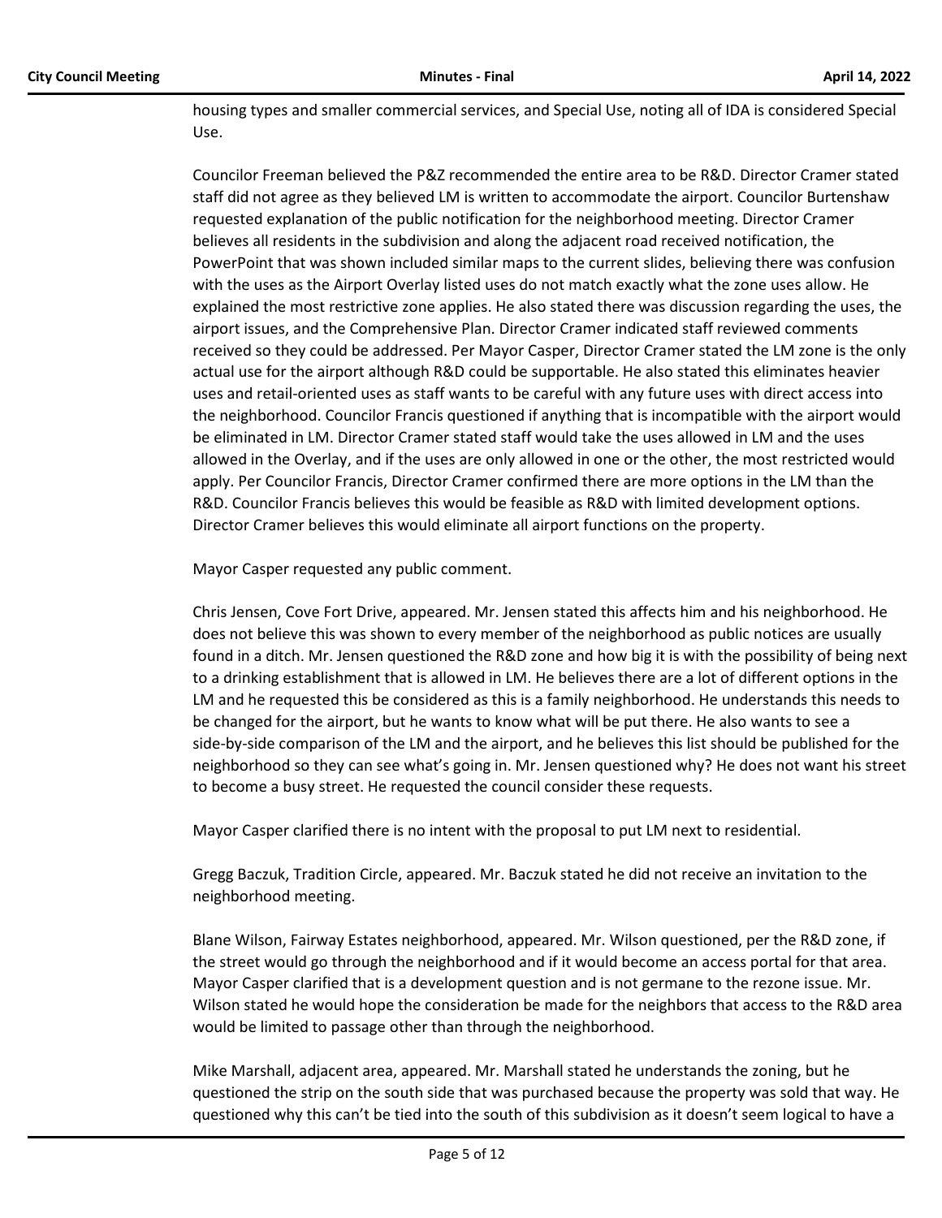housing types and smaller commercial services, and Special Use, noting all of IDA is considered Special Use.

Councilor Freeman believed the P&Z recommended the entire area to be R&D. Director Cramer stated staff did not agree as they believed LM is written to accommodate the airport. Councilor Burtenshaw requested explanation of the public notification for the neighborhood meeting. Director Cramer believes all residents in the subdivision and along the adjacent road received notification, the PowerPoint that was shown included similar maps to the current slides, believing there was confusion with the uses as the Airport Overlay listed uses do not match exactly what the zone uses allow. He explained the most restrictive zone applies. He also stated there was discussion regarding the uses, the airport issues, and the Comprehensive Plan. Director Cramer indicated staff reviewed comments received so they could be addressed. Per Mayor Casper, Director Cramer stated the LM zone is the only actual use for the airport although R&D could be supportable. He also stated this eliminates heavier uses and retail-oriented uses as staff wants to be careful with any future uses with direct access into the neighborhood. Councilor Francis questioned if anything that is incompatible with the airport would be eliminated in LM. Director Cramer stated staff would take the uses allowed in LM and the uses allowed in the Overlay, and if the uses are only allowed in one or the other, the most restricted would apply. Per Councilor Francis, Director Cramer confirmed there are more options in the LM than the R&D. Councilor Francis believes this would be feasible as R&D with limited development options. Director Cramer believes this would eliminate all airport functions on the property.

Mayor Casper requested any public comment.

Chris Jensen, Cove Fort Drive, appeared. Mr. Jensen stated this affects him and his neighborhood. He does not believe this was shown to every member of the neighborhood as public notices are usually found in a ditch. Mr. Jensen questioned the R&D zone and how big it is with the possibility of being next to a drinking establishment that is allowed in LM. He believes there are a lot of different options in the LM and he requested this be considered as this is a family neighborhood. He understands this needs to be changed for the airport, but he wants to know what will be put there. He also wants to see a side-by-side comparison of the LM and the airport, and he believes this list should be published for the neighborhood so they can see what's going in. Mr. Jensen questioned why? He does not want his street to become a busy street. He requested the council consider these requests.

Mayor Casper clarified there is no intent with the proposal to put LM next to residential.

Gregg Baczuk, Tradition Circle, appeared. Mr. Baczuk stated he did not receive an invitation to the neighborhood meeting.

Blane Wilson, Fairway Estates neighborhood, appeared. Mr. Wilson questioned, per the R&D zone, if the street would go through the neighborhood and if it would become an access portal for that area. Mayor Casper clarified that is a development question and is not germane to the rezone issue. Mr. Wilson stated he would hope the consideration be made for the neighbors that access to the R&D area would be limited to passage other than through the neighborhood.

Mike Marshall, adjacent area, appeared. Mr. Marshall stated he understands the zoning, but he questioned the strip on the south side that was purchased because the property was sold that way. He questioned why this can't be tied into the south of this subdivision as it doesn't seem logical to have a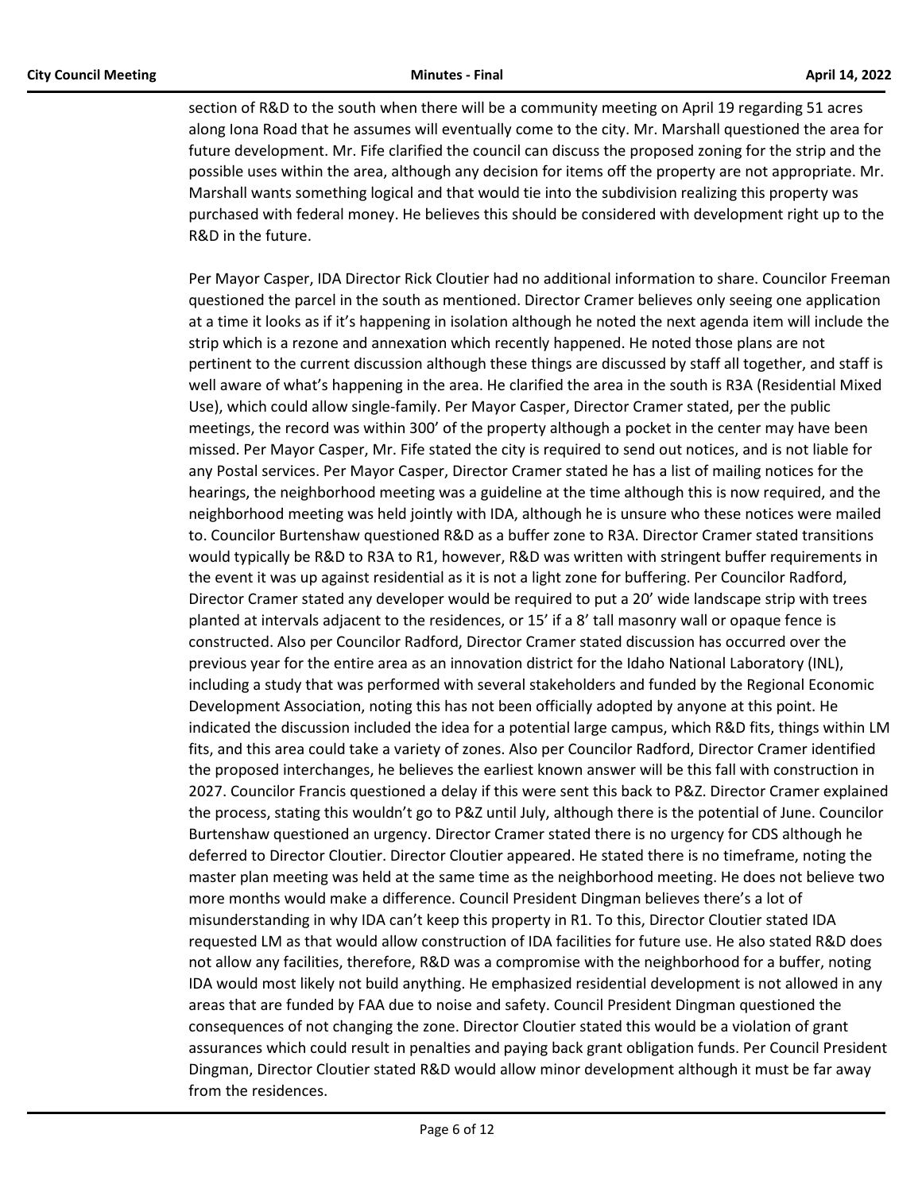section of R&D to the south when there will be a community meeting on April 19 regarding 51 acres along Iona Road that he assumes will eventually come to the city. Mr. Marshall questioned the area for future development. Mr. Fife clarified the council can discuss the proposed zoning for the strip and the possible uses within the area, although any decision for items off the property are not appropriate. Mr. Marshall wants something logical and that would tie into the subdivision realizing this property was purchased with federal money. He believes this should be considered with development right up to the R&D in the future.

Per Mayor Casper, IDA Director Rick Cloutier had no additional information to share. Councilor Freeman questioned the parcel in the south as mentioned. Director Cramer believes only seeing one application at a time it looks as if it's happening in isolation although he noted the next agenda item will include the strip which is a rezone and annexation which recently happened. He noted those plans are not pertinent to the current discussion although these things are discussed by staff all together, and staff is well aware of what's happening in the area. He clarified the area in the south is R3A (Residential Mixed Use), which could allow single-family. Per Mayor Casper, Director Cramer stated, per the public meetings, the record was within 300' of the property although a pocket in the center may have been missed. Per Mayor Casper, Mr. Fife stated the city is required to send out notices, and is not liable for any Postal services. Per Mayor Casper, Director Cramer stated he has a list of mailing notices for the hearings, the neighborhood meeting was a guideline at the time although this is now required, and the neighborhood meeting was held jointly with IDA, although he is unsure who these notices were mailed to. Councilor Burtenshaw questioned R&D as a buffer zone to R3A. Director Cramer stated transitions would typically be R&D to R3A to R1, however, R&D was written with stringent buffer requirements in the event it was up against residential as it is not a light zone for buffering. Per Councilor Radford, Director Cramer stated any developer would be required to put a 20' wide landscape strip with trees planted at intervals adjacent to the residences, or 15' if a 8' tall masonry wall or opaque fence is constructed. Also per Councilor Radford, Director Cramer stated discussion has occurred over the previous year for the entire area as an innovation district for the Idaho National Laboratory (INL), including a study that was performed with several stakeholders and funded by the Regional Economic Development Association, noting this has not been officially adopted by anyone at this point. He indicated the discussion included the idea for a potential large campus, which R&D fits, things within LM fits, and this area could take a variety of zones. Also per Councilor Radford, Director Cramer identified the proposed interchanges, he believes the earliest known answer will be this fall with construction in 2027. Councilor Francis questioned a delay if this were sent this back to P&Z. Director Cramer explained the process, stating this wouldn't go to P&Z until July, although there is the potential of June. Councilor Burtenshaw questioned an urgency. Director Cramer stated there is no urgency for CDS although he deferred to Director Cloutier. Director Cloutier appeared. He stated there is no timeframe, noting the master plan meeting was held at the same time as the neighborhood meeting. He does not believe two more months would make a difference. Council President Dingman believes there's a lot of misunderstanding in why IDA can't keep this property in R1. To this, Director Cloutier stated IDA requested LM as that would allow construction of IDA facilities for future use. He also stated R&D does not allow any facilities, therefore, R&D was a compromise with the neighborhood for a buffer, noting IDA would most likely not build anything. He emphasized residential development is not allowed in any areas that are funded by FAA due to noise and safety. Council President Dingman questioned the consequences of not changing the zone. Director Cloutier stated this would be a violation of grant assurances which could result in penalties and paying back grant obligation funds. Per Council President Dingman, Director Cloutier stated R&D would allow minor development although it must be far away from the residences.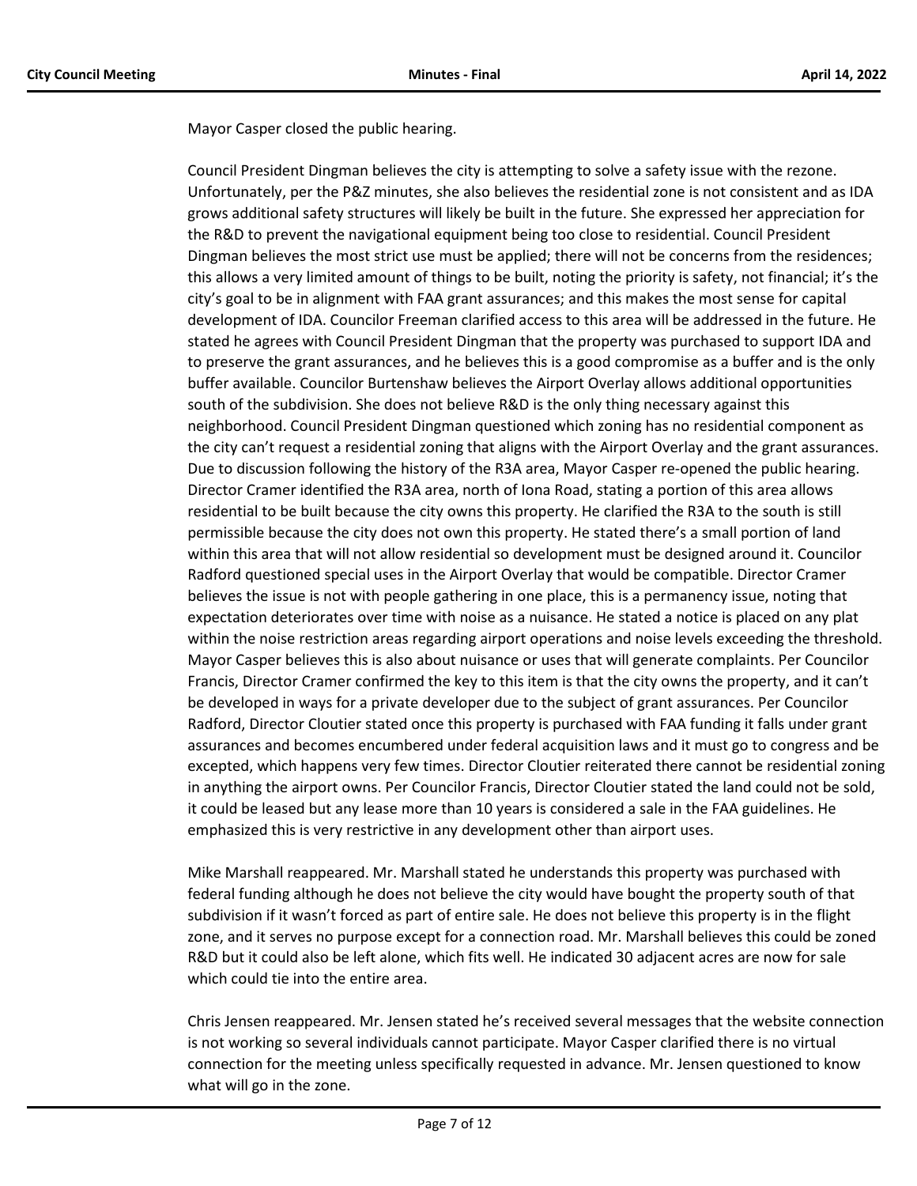Mayor Casper closed the public hearing.

Council President Dingman believes the city is attempting to solve a safety issue with the rezone. Unfortunately, per the P&Z minutes, she also believes the residential zone is not consistent and as IDA grows additional safety structures will likely be built in the future. She expressed her appreciation for the R&D to prevent the navigational equipment being too close to residential. Council President Dingman believes the most strict use must be applied; there will not be concerns from the residences; this allows a very limited amount of things to be built, noting the priority is safety, not financial; it's the city's goal to be in alignment with FAA grant assurances; and this makes the most sense for capital development of IDA. Councilor Freeman clarified access to this area will be addressed in the future. He stated he agrees with Council President Dingman that the property was purchased to support IDA and to preserve the grant assurances, and he believes this is a good compromise as a buffer and is the only buffer available. Councilor Burtenshaw believes the Airport Overlay allows additional opportunities south of the subdivision. She does not believe R&D is the only thing necessary against this neighborhood. Council President Dingman questioned which zoning has no residential component as the city can't request a residential zoning that aligns with the Airport Overlay and the grant assurances. Due to discussion following the history of the R3A area, Mayor Casper re-opened the public hearing. Director Cramer identified the R3A area, north of Iona Road, stating a portion of this area allows residential to be built because the city owns this property. He clarified the R3A to the south is still permissible because the city does not own this property. He stated there's a small portion of land within this area that will not allow residential so development must be designed around it. Councilor Radford questioned special uses in the Airport Overlay that would be compatible. Director Cramer believes the issue is not with people gathering in one place, this is a permanency issue, noting that expectation deteriorates over time with noise as a nuisance. He stated a notice is placed on any plat within the noise restriction areas regarding airport operations and noise levels exceeding the threshold. Mayor Casper believes this is also about nuisance or uses that will generate complaints. Per Councilor Francis, Director Cramer confirmed the key to this item is that the city owns the property, and it can't be developed in ways for a private developer due to the subject of grant assurances. Per Councilor Radford, Director Cloutier stated once this property is purchased with FAA funding it falls under grant assurances and becomes encumbered under federal acquisition laws and it must go to congress and be excepted, which happens very few times. Director Cloutier reiterated there cannot be residential zoning in anything the airport owns. Per Councilor Francis, Director Cloutier stated the land could not be sold, it could be leased but any lease more than 10 years is considered a sale in the FAA guidelines. He emphasized this is very restrictive in any development other than airport uses.

Mike Marshall reappeared. Mr. Marshall stated he understands this property was purchased with federal funding although he does not believe the city would have bought the property south of that subdivision if it wasn't forced as part of entire sale. He does not believe this property is in the flight zone, and it serves no purpose except for a connection road. Mr. Marshall believes this could be zoned R&D but it could also be left alone, which fits well. He indicated 30 adjacent acres are now for sale which could tie into the entire area.

Chris Jensen reappeared. Mr. Jensen stated he's received several messages that the website connection is not working so several individuals cannot participate. Mayor Casper clarified there is no virtual connection for the meeting unless specifically requested in advance. Mr. Jensen questioned to know what will go in the zone.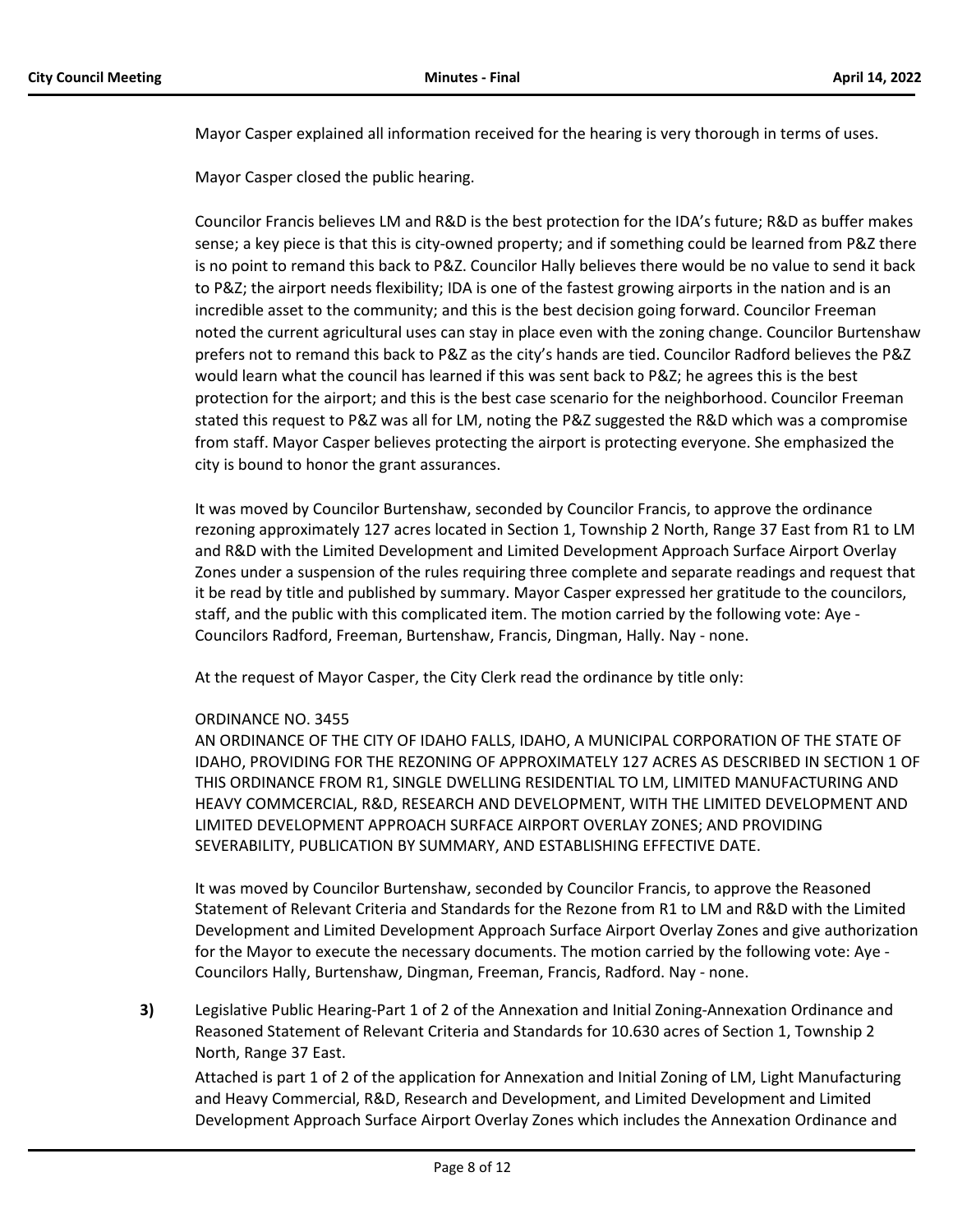Mayor Casper explained all information received for the hearing is very thorough in terms of uses.

Mayor Casper closed the public hearing.

Councilor Francis believes LM and R&D is the best protection for the IDA's future; R&D as buffer makes sense; a key piece is that this is city-owned property; and if something could be learned from P&Z there is no point to remand this back to P&Z. Councilor Hally believes there would be no value to send it back to P&Z; the airport needs flexibility; IDA is one of the fastest growing airports in the nation and is an incredible asset to the community; and this is the best decision going forward. Councilor Freeman noted the current agricultural uses can stay in place even with the zoning change. Councilor Burtenshaw prefers not to remand this back to P&Z as the city's hands are tied. Councilor Radford believes the P&Z would learn what the council has learned if this was sent back to P&Z; he agrees this is the best protection for the airport; and this is the best case scenario for the neighborhood. Councilor Freeman stated this request to P&Z was all for LM, noting the P&Z suggested the R&D which was a compromise from staff. Mayor Casper believes protecting the airport is protecting everyone. She emphasized the city is bound to honor the grant assurances.

It was moved by Councilor Burtenshaw, seconded by Councilor Francis, to approve the ordinance rezoning approximately 127 acres located in Section 1, Township 2 North, Range 37 East from R1 to LM and R&D with the Limited Development and Limited Development Approach Surface Airport Overlay Zones under a suspension of the rules requiring three complete and separate readings and request that it be read by title and published by summary. Mayor Casper expressed her gratitude to the councilors, staff, and the public with this complicated item. The motion carried by the following vote: Aye - Councilors Radford, Freeman, Burtenshaw, Francis, Dingman, Hally. Nay - none.

At the request of Mayor Casper, the City Clerk read the ordinance by title only:

ORDINANCE NO. 3455
AN ORDINANCE OF THE CITY OF IDAHO FALLS, IDAHO, A MUNICIPAL CORPORATION OF THE STATE OF IDAHO, PROVIDING FOR THE REZONING OF APPROXIMATELY 127 ACRES AS DESCRIBED IN SECTION 1 OF THIS ORDINANCE FROM R1, SINGLE DWELLING RESIDENTIAL TO LM, LIMITED MANUFACTURING AND HEAVY COMMCERCIAL, R&D, RESEARCH AND DEVELOPMENT, WITH THE LIMITED DEVELOPMENT AND LIMITED DEVELOPMENT APPROACH SURFACE AIRPORT OVERLAY ZONES; AND PROVIDING SEVERABILITY, PUBLICATION BY SUMMARY, AND ESTABLISHING EFFECTIVE DATE.

It was moved by Councilor Burtenshaw, seconded by Councilor Francis, to approve the Reasoned Statement of Relevant Criteria and Standards for the Rezone from R1 to LM and R&D with the Limited Development and Limited Development Approach Surface Airport Overlay Zones and give authorization for the Mayor to execute the necessary documents. The motion carried by the following vote: Aye - Councilors Hally, Burtenshaw, Dingman, Freeman, Francis, Radford. Nay - none.

**3)** Legislative Public Hearing-Part 1 of 2 of the Annexation and Initial Zoning-Annexation Ordinance and Reasoned Statement of Relevant Criteria and Standards for 10.630 acres of Section 1, Township 2 North, Range 37 East.

Attached is part 1 of 2 of the application for Annexation and Initial Zoning of LM, Light Manufacturing and Heavy Commercial, R&D, Research and Development, and Limited Development and Limited Development Approach Surface Airport Overlay Zones which includes the Annexation Ordinance and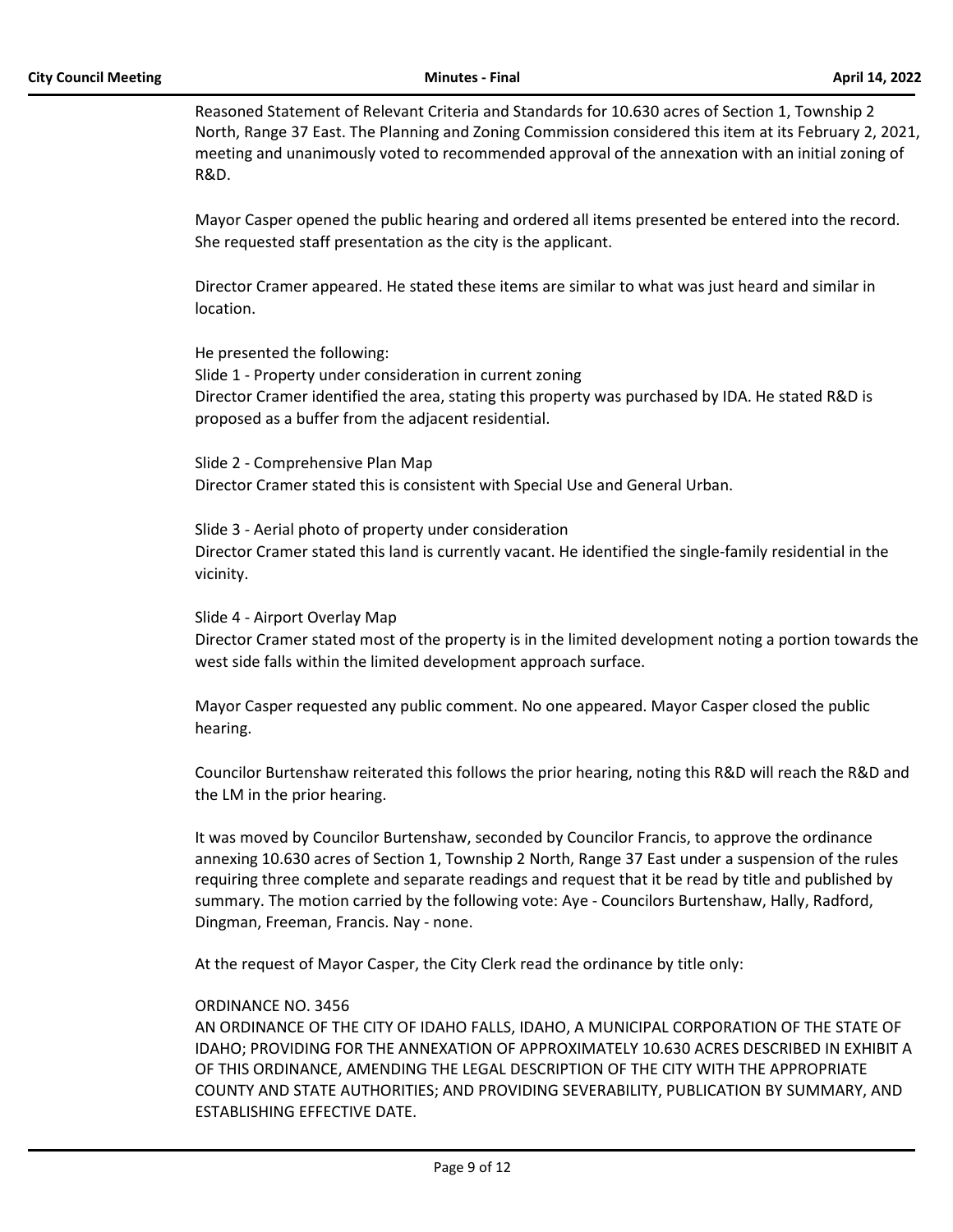Reasoned Statement of Relevant Criteria and Standards for 10.630 acres of Section 1, Township 2 North, Range 37 East. The Planning and Zoning Commission considered this item at its February 2, 2021, meeting and unanimously voted to recommended approval of the annexation with an initial zoning of R&D.

Mayor Casper opened the public hearing and ordered all items presented be entered into the record. She requested staff presentation as the city is the applicant.

Director Cramer appeared. He stated these items are similar to what was just heard and similar in location.

He presented the following:
Slide 1 - Property under consideration in current zoning
Director Cramer identified the area, stating this property was purchased by IDA. He stated R&D is proposed as a buffer from the adjacent residential.

Slide 2 - Comprehensive Plan Map
Director Cramer stated this is consistent with Special Use and General Urban.

Slide 3 - Aerial photo of property under consideration
Director Cramer stated this land is currently vacant. He identified the single-family residential in the vicinity.

Slide 4 - Airport Overlay Map
Director Cramer stated most of the property is in the limited development noting a portion towards the west side falls within the limited development approach surface.

Mayor Casper requested any public comment. No one appeared. Mayor Casper closed the public hearing.

Councilor Burtenshaw reiterated this follows the prior hearing, noting this R&D will reach the R&D and the LM in the prior hearing.

It was moved by Councilor Burtenshaw, seconded by Councilor Francis, to approve the ordinance annexing 10.630 acres of Section 1, Township 2 North, Range 37 East under a suspension of the rules requiring three complete and separate readings and request that it be read by title and published by summary. The motion carried by the following vote: Aye - Councilors Burtenshaw, Hally, Radford, Dingman, Freeman, Francis. Nay - none.

At the request of Mayor Casper, the City Clerk read the ordinance by title only:

ORDINANCE NO. 3456
AN ORDINANCE OF THE CITY OF IDAHO FALLS, IDAHO, A MUNICIPAL CORPORATION OF THE STATE OF IDAHO; PROVIDING FOR THE ANNEXATION OF APPROXIMATELY 10.630 ACRES DESCRIBED IN EXHIBIT A OF THIS ORDINANCE, AMENDING THE LEGAL DESCRIPTION OF THE CITY WITH THE APPROPRIATE COUNTY AND STATE AUTHORITIES; AND PROVIDING SEVERABILITY, PUBLICATION BY SUMMARY, AND ESTABLISHING EFFECTIVE DATE.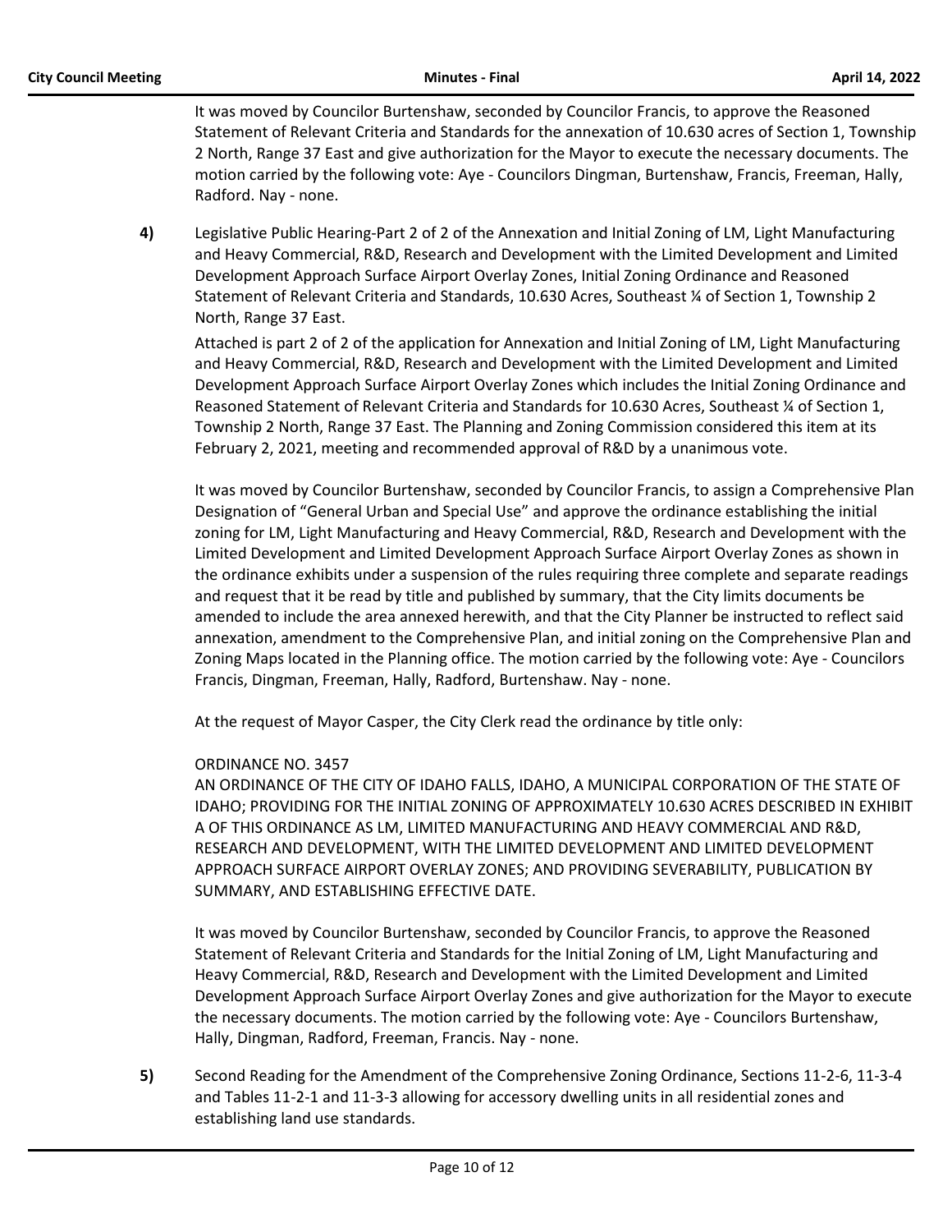It was moved by Councilor Burtenshaw, seconded by Councilor Francis, to approve the Reasoned Statement of Relevant Criteria and Standards for the annexation of 10.630 acres of Section 1, Township 2 North, Range 37 East and give authorization for the Mayor to execute the necessary documents. The motion carried by the following vote: Aye - Councilors Dingman, Burtenshaw, Francis, Freeman, Hally, Radford. Nay - none.

**4)** Legislative Public Hearing-Part 2 of 2 of the Annexation and Initial Zoning of LM, Light Manufacturing and Heavy Commercial, R&D, Research and Development with the Limited Development and Limited Development Approach Surface Airport Overlay Zones, Initial Zoning Ordinance and Reasoned Statement of Relevant Criteria and Standards, 10.630 Acres, Southeast ¼ of Section 1, Township 2 North, Range 37 East.

Attached is part 2 of 2 of the application for Annexation and Initial Zoning of LM, Light Manufacturing and Heavy Commercial, R&D, Research and Development with the Limited Development and Limited Development Approach Surface Airport Overlay Zones which includes the Initial Zoning Ordinance and Reasoned Statement of Relevant Criteria and Standards for 10.630 Acres, Southeast ¼ of Section 1, Township 2 North, Range 37 East. The Planning and Zoning Commission considered this item at its February 2, 2021, meeting and recommended approval of R&D by a unanimous vote.

It was moved by Councilor Burtenshaw, seconded by Councilor Francis, to assign a Comprehensive Plan Designation of "General Urban and Special Use" and approve the ordinance establishing the initial zoning for LM, Light Manufacturing and Heavy Commercial, R&D, Research and Development with the Limited Development and Limited Development Approach Surface Airport Overlay Zones as shown in the ordinance exhibits under a suspension of the rules requiring three complete and separate readings and request that it be read by title and published by summary, that the City limits documents be amended to include the area annexed herewith, and that the City Planner be instructed to reflect said annexation, amendment to the Comprehensive Plan, and initial zoning on the Comprehensive Plan and Zoning Maps located in the Planning office. The motion carried by the following vote: Aye - Councilors Francis, Dingman, Freeman, Hally, Radford, Burtenshaw. Nay - none.

At the request of Mayor Casper, the City Clerk read the ordinance by title only:

ORDINANCE NO. 3457
AN ORDINANCE OF THE CITY OF IDAHO FALLS, IDAHO, A MUNICIPAL CORPORATION OF THE STATE OF IDAHO; PROVIDING FOR THE INITIAL ZONING OF APPROXIMATELY 10.630 ACRES DESCRIBED IN EXHIBIT A OF THIS ORDINANCE AS LM, LIMITED MANUFACTURING AND HEAVY COMMERCIAL AND R&D, RESEARCH AND DEVELOPMENT, WITH THE LIMITED DEVELOPMENT AND LIMITED DEVELOPMENT APPROACH SURFACE AIRPORT OVERLAY ZONES; AND PROVIDING SEVERABILITY, PUBLICATION BY SUMMARY, AND ESTABLISHING EFFECTIVE DATE.

It was moved by Councilor Burtenshaw, seconded by Councilor Francis, to approve the Reasoned Statement of Relevant Criteria and Standards for the Initial Zoning of LM, Light Manufacturing and Heavy Commercial, R&D, Research and Development with the Limited Development and Limited Development Approach Surface Airport Overlay Zones and give authorization for the Mayor to execute the necessary documents. The motion carried by the following vote: Aye - Councilors Burtenshaw, Hally, Dingman, Radford, Freeman, Francis. Nay - none.

**5)** Second Reading for the Amendment of the Comprehensive Zoning Ordinance, Sections 11-2-6, 11-3-4 and Tables 11-2-1 and 11-3-3 allowing for accessory dwelling units in all residential zones and establishing land use standards.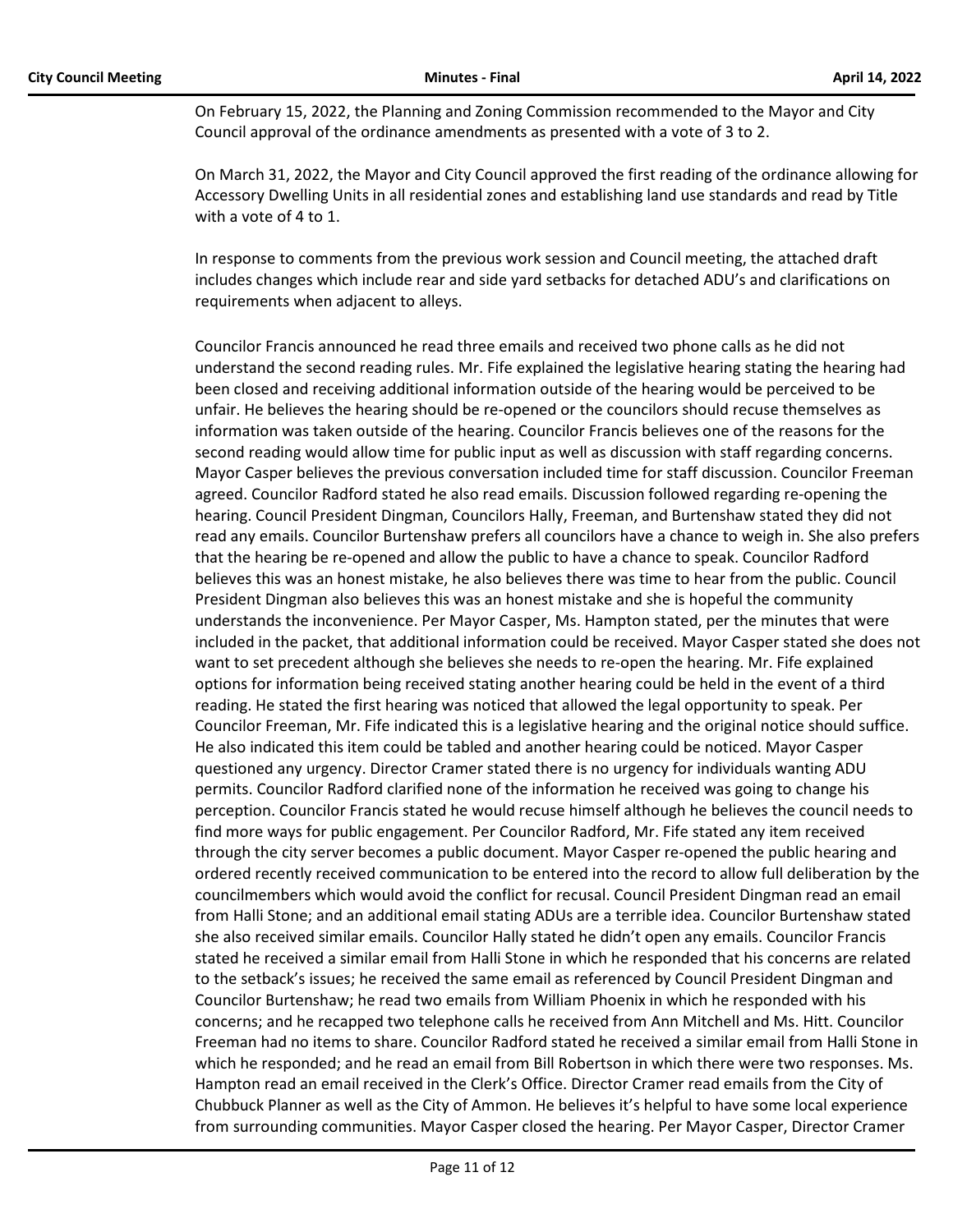On February 15, 2022, the Planning and Zoning Commission recommended to the Mayor and City Council approval of the ordinance amendments as presented with a vote of 3 to 2.

On March 31, 2022, the Mayor and City Council approved the first reading of the ordinance allowing for Accessory Dwelling Units in all residential zones and establishing land use standards and read by Title with a vote of 4 to 1.

In response to comments from the previous work session and Council meeting, the attached draft includes changes which include rear and side yard setbacks for detached ADU's and clarifications on requirements when adjacent to alleys.

Councilor Francis announced he read three emails and received two phone calls as he did not understand the second reading rules. Mr. Fife explained the legislative hearing stating the hearing had been closed and receiving additional information outside of the hearing would be perceived to be unfair. He believes the hearing should be re-opened or the councilors should recuse themselves as information was taken outside of the hearing. Councilor Francis believes one of the reasons for the second reading would allow time for public input as well as discussion with staff regarding concerns. Mayor Casper believes the previous conversation included time for staff discussion. Councilor Freeman agreed. Councilor Radford stated he also read emails. Discussion followed regarding re-opening the hearing. Council President Dingman, Councilors Hally, Freeman, and Burtenshaw stated they did not read any emails. Councilor Burtenshaw prefers all councilors have a chance to weigh in. She also prefers that the hearing be re-opened and allow the public to have a chance to speak. Councilor Radford believes this was an honest mistake, he also believes there was time to hear from the public. Council President Dingman also believes this was an honest mistake and she is hopeful the community understands the inconvenience. Per Mayor Casper, Ms. Hampton stated, per the minutes that were included in the packet, that additional information could be received. Mayor Casper stated she does not want to set precedent although she believes she needs to re-open the hearing. Mr. Fife explained options for information being received stating another hearing could be held in the event of a third reading. He stated the first hearing was noticed that allowed the legal opportunity to speak. Per Councilor Freeman, Mr. Fife indicated this is a legislative hearing and the original notice should suffice. He also indicated this item could be tabled and another hearing could be noticed. Mayor Casper questioned any urgency. Director Cramer stated there is no urgency for individuals wanting ADU permits. Councilor Radford clarified none of the information he received was going to change his perception. Councilor Francis stated he would recuse himself although he believes the council needs to find more ways for public engagement. Per Councilor Radford, Mr. Fife stated any item received through the city server becomes a public document. Mayor Casper re-opened the public hearing and ordered recently received communication to be entered into the record to allow full deliberation by the councilmembers which would avoid the conflict for recusal. Council President Dingman read an email from Halli Stone; and an additional email stating ADUs are a terrible idea. Councilor Burtenshaw stated she also received similar emails. Councilor Hally stated he didn't open any emails. Councilor Francis stated he received a similar email from Halli Stone in which he responded that his concerns are related to the setback's issues; he received the same email as referenced by Council President Dingman and Councilor Burtenshaw; he read two emails from William Phoenix in which he responded with his concerns; and he recapped two telephone calls he received from Ann Mitchell and Ms. Hitt. Councilor Freeman had no items to share. Councilor Radford stated he received a similar email from Halli Stone in which he responded; and he read an email from Bill Robertson in which there were two responses. Ms. Hampton read an email received in the Clerk's Office. Director Cramer read emails from the City of Chubbuck Planner as well as the City of Ammon. He believes it's helpful to have some local experience from surrounding communities. Mayor Casper closed the hearing. Per Mayor Casper, Director Cramer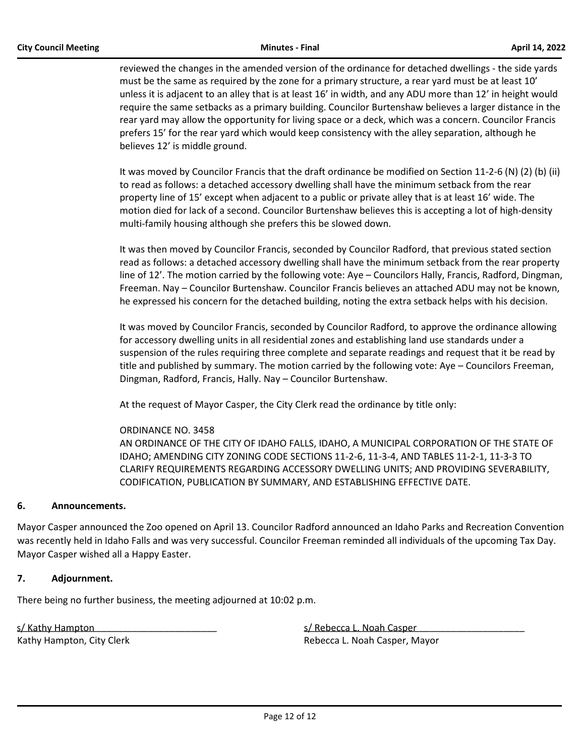reviewed the changes in the amended version of the ordinance for detached dwellings - the side yards must be the same as required by the zone for a primary structure, a rear yard must be at least 10' unless it is adjacent to an alley that is at least 16' in width, and any ADU more than 12' in height would require the same setbacks as a primary building. Councilor Burtenshaw believes a larger distance in the rear yard may allow the opportunity for living space or a deck, which was a concern. Councilor Francis prefers 15' for the rear yard which would keep consistency with the alley separation, although he believes 12' is middle ground.

It was moved by Councilor Francis that the draft ordinance be modified on Section 11-2-6 (N) (2) (b) (ii) to read as follows: a detached accessory dwelling shall have the minimum setback from the rear property line of 15' except when adjacent to a public or private alley that is at least 16' wide. The motion died for lack of a second. Councilor Burtenshaw believes this is accepting a lot of high-density multi-family housing although she prefers this be slowed down.

It was then moved by Councilor Francis, seconded by Councilor Radford, that previous stated section read as follows: a detached accessory dwelling shall have the minimum setback from the rear property line of 12'. The motion carried by the following vote: Aye – Councilors Hally, Francis, Radford, Dingman, Freeman. Nay – Councilor Burtenshaw. Councilor Francis believes an attached ADU may not be known, he expressed his concern for the detached building, noting the extra setback helps with his decision.

It was moved by Councilor Francis, seconded by Councilor Radford, to approve the ordinance allowing for accessory dwelling units in all residential zones and establishing land use standards under a suspension of the rules requiring three complete and separate readings and request that it be read by title and published by summary. The motion carried by the following vote: Aye – Councilors Freeman, Dingman, Radford, Francis, Hally. Nay – Councilor Burtenshaw.

At the request of Mayor Casper, the City Clerk read the ordinance by title only:

ORDINANCE NO. 3458
AN ORDINANCE OF THE CITY OF IDAHO FALLS, IDAHO, A MUNICIPAL CORPORATION OF THE STATE OF IDAHO; AMENDING CITY ZONING CODE SECTIONS 11-2-6, 11-3-4, AND TABLES 11-2-1, 11-3-3 TO CLARIFY REQUIREMENTS REGARDING ACCESSORY DWELLING UNITS; AND PROVIDING SEVERABILITY, CODIFICATION, PUBLICATION BY SUMMARY, AND ESTABLISHING EFFECTIVE DATE.

## 6. Announcements.

Mayor Casper announced the Zoo opened on April 13. Councilor Radford announced an Idaho Parks and Recreation Convention was recently held in Idaho Falls and was very successful. Councilor Freeman reminded all individuals of the upcoming Tax Day. Mayor Casper wished all a Happy Easter.

## 7. Adjournment.

There being no further business, the meeting adjourned at 10:02 p.m.

s/ Kathy Hampton
Kathy Hampton, City Clerk

s/ Rebecca L. Noah Casper
Rebecca L. Noah Casper, Mayor